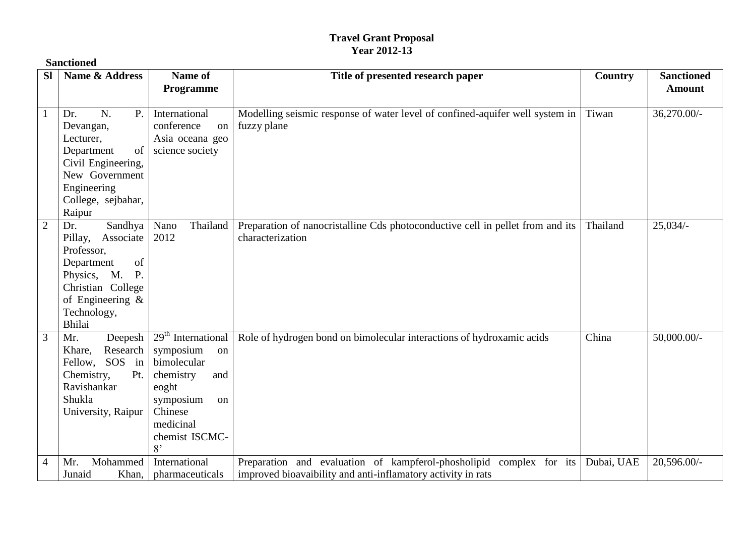# Travel Grant Proposal
## Year 2012-13

**Sanctioned**

| Sl | Name & Address | Name of Programme | Title of presented research paper | Country | Sanctioned Amount |
|---|---|---|---|---|---|
| 1 | Dr. N. P. Devangan, Lecturer, Department of Civil Engineering, New Government Engineering College, sejbahar, Raipur | International conference on Asia oceana geo science society | Modelling seismic response of water level of confined-aquifer well system in fuzzy plane | Tiwan | 36,270.00/- |
| 2 | Dr. Sandhya Pillay, Associate Professor, Department of Physics, M. P. Christian College of Engineering & Technology, Bhilai | Nano Thailand 2012 | Preparation of nanocristalline Cds photoconductive cell in pellet from and its characterization | Thailand | 25,034/- |
| 3 | Mr. Deepesh Khare, Research Fellow, SOS in Chemistry, Pt. Ravishankar Shukla University, Raipur | 29th International symposium on bimolecular chemistry and eoght symposium on Chinese medicinal chemist ISCMC-8' | Role of hydrogen bond on bimolecular interactions of hydroxamic acids | China | 50,000.00/- |
| 4 | Mr. Mohammed Junaid Khan, | International pharmaceuticals | Preparation and evaluation of kampferol-phosholipid complex for its improved bioavaibility and anti-inflamatory activity in rats | Dubai, UAE | 20,596.00/- |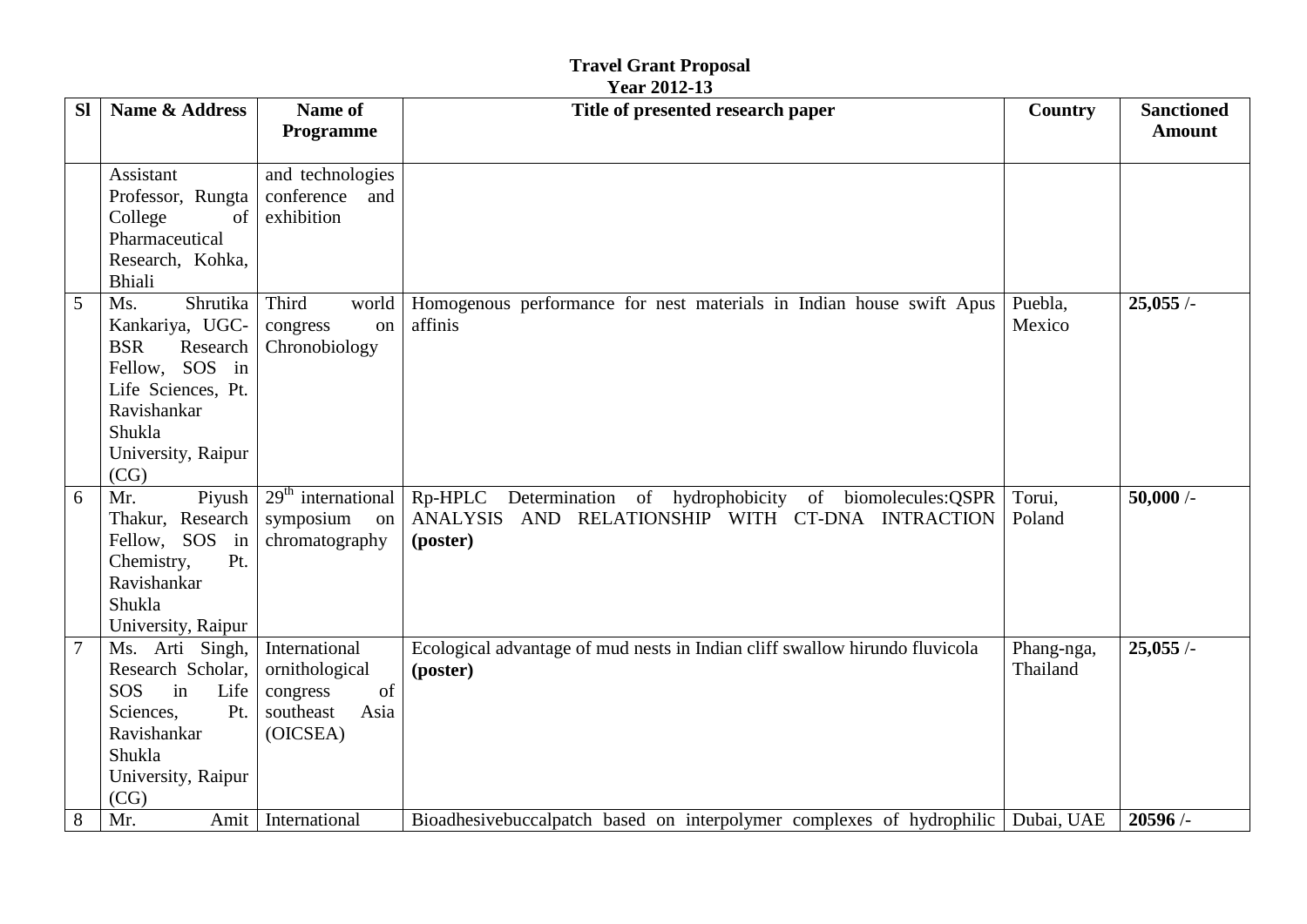**Travel Grant Proposal**
**Year 2012-13**

| Sl | Name & Address | Name of Programme | Title of presented research paper | Country | Sanctioned Amount |
|---|---|---|---|---|---|
| | Assistant Professor, Rungta College of Pharmaceutical Research, Kohka, Bhiali | and technologies conference and exhibition | | | |
| 5 | Ms. Shrutika Kankariya, UGC-BSR Research Fellow, SOS in Life Sciences, Pt. Ravishankar Shukla University, Raipur (CG) | Third world congress on Chronobiology | Homogenous performance for nest materials in Indian house swift Apus affinis | Puebla, Mexico | **25,055** /- |
| 6 | Mr. Piyush Thakur, Research Fellow, SOS in Chemistry, Pt. Ravishankar Shukla University, Raipur | 29th international symposium on chromatography | Rp-HPLC Determination of hydrophobicity of biomolecules:QSPR ANALYSIS AND RELATIONSHIP WITH CT-DNA INTRACTION **(poster)** | Torui, Poland | **50,000** /- |
| 7 | Ms. Arti Singh, Research Scholar, SOS in Life Sciences, Pt. Ravishankar Shukla University, Raipur (CG) | International ornithological congress of southeast Asia (OICSEA) | Ecological advantage of mud nests in Indian cliff swallow hirundo fluvicola **(poster)** | Phang-nga, Thailand | **25,055** /- |
| 8 | Mr. Amit | International | Bioadhesivebuccalpatch based on interpolymer complexes of hydrophilic | Dubai, UAE | **20596** /- |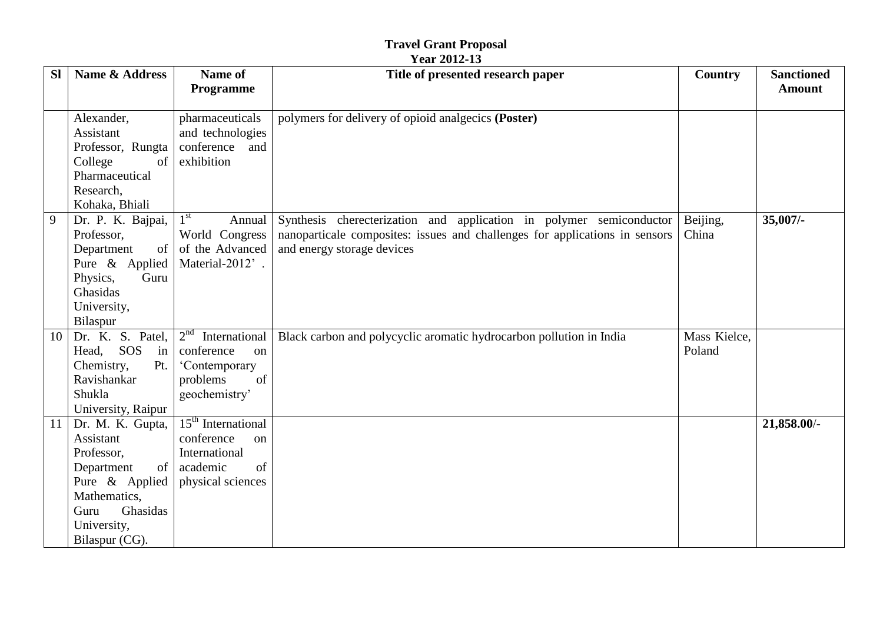# Travel Grant Proposal

## Year 2012-13

| Sl | Name & Address | Name of Programme | Title of presented research paper | Country | Sanctioned Amount |
|---|---|---|---|---|---|
| | Alexander, Assistant Professor, Rungta College of Pharmaceutical Research, Kohaka, Bhiali | pharmaceuticals and technologies conference and exhibition | polymers for delivery of opioid analgecics **(Poster)** | | |
| 9 | Dr. P. K. Bajpai, Professor, Department of Pure & Applied Physics, Guru Ghasidas University, Bilaspur | 1st Annual World Congress of the Advanced Material-2012' . | Synthesis chērecterization and application in polymer semiconductor nanoparticale composites: issues and challenges for applications in sensors and energy storage devices | Beijing, China | **35,007/-** |
| 10 | Dr. K. S. Patel, Head, SOS in Chemistry, Pt. Ravishankar Shukla University, Raipur | 2nd International conference on 'Contemporary problems of geochemistry' | Black carbon and polycyclic aromatic hydrocarbon pollution in India | Mass Kielce, Poland | |
| 11 | Dr. M. K. Gupta, Assistant Professor, Department of Pure & Applied Mathematics, Guru Ghasidas University, Bilaspur (CG). | 15th International conference on International academic of physical sciences | | | **21,858.00**/- |